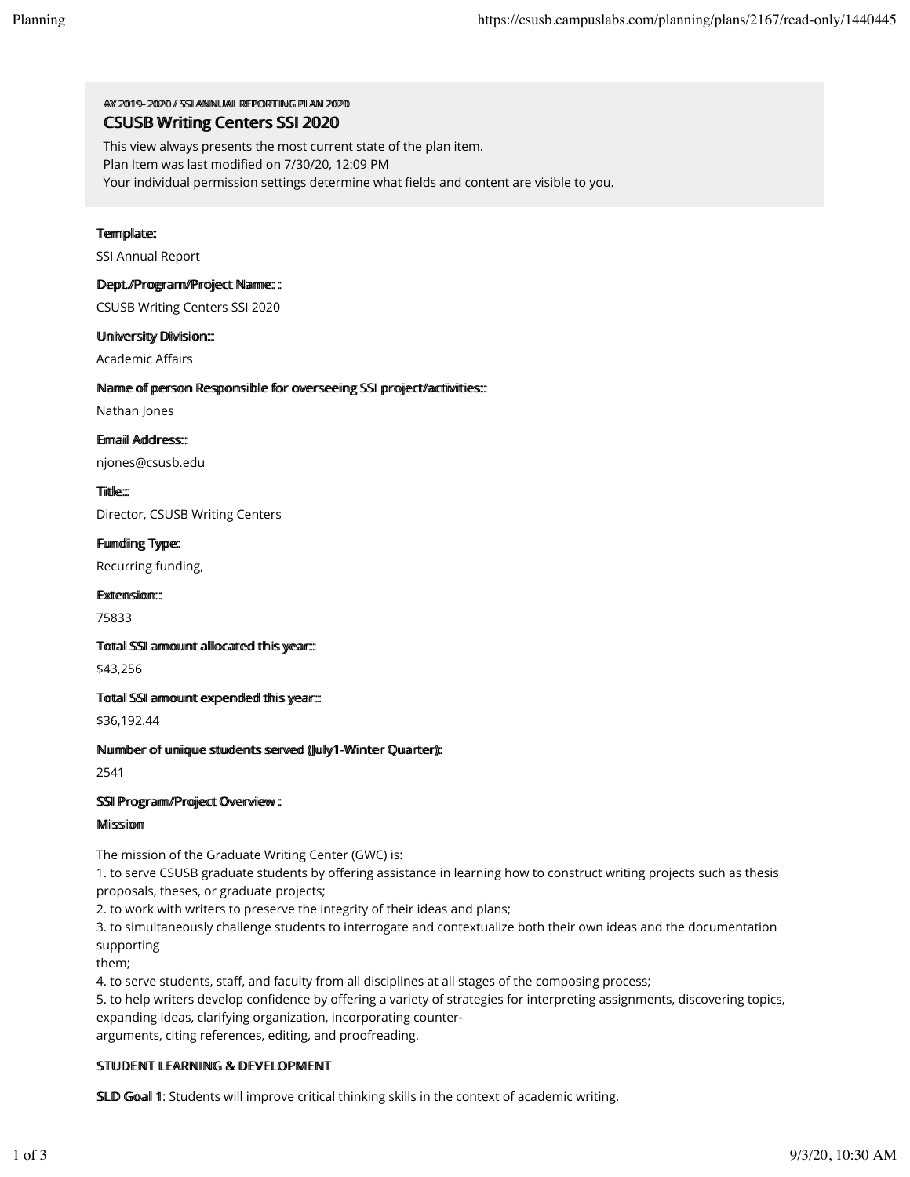AY 2019- 2020 / SSI ANNUAL REPORTING PLAN 2020

# CSUSB Writing Centers SSI 2020

This view always presents the most current state of the plan item.
Plan Item was last modified on 7/30/20, 12:09 PM
Your individual permission settings determine what fields and content are visible to you.

**Template:**

SSI Annual Report

**Dept./Program/Project Name: :**

CSUSB Writing Centers SSI 2020

**University Division::**

Academic Affairs

**Name of person Responsible for overseeing SSI project/activities::**

Nathan Jones

**Email Address::**

njones@csusb.edu

**Title::**

Director, CSUSB Writing Centers

**Funding Type:**

Recurring funding,

**Extension::**

75833

**Total SSI amount allocated this year::**

$43,256

**Total SSI amount expended this year::**

$36,192.44

**Number of unique students served (July1-Winter Quarter):**

2541

**SSI Program/Project Overview :**

**Mission**

The mission of the Graduate Writing Center (GWC) is:
1. to serve CSUSB graduate students by offering assistance in learning how to construct writing projects such as thesis proposals, theses, or graduate projects;
2. to work with writers to preserve the integrity of their ideas and plans;
3. to simultaneously challenge students to interrogate and contextualize both their own ideas and the documentation supporting
them;
4. to serve students, staff, and faculty from all disciplines at all stages of the composing process;
5. to help writers develop confidence by offering a variety of strategies for interpreting assignments, discovering topics, expanding ideas, clarifying organization, incorporating counter-
arguments, citing references, editing, and proofreading.

**STUDENT LEARNING & DEVELOPMENT**

**SLD Goal 1**: Students will improve critical thinking skills in the context of academic writing.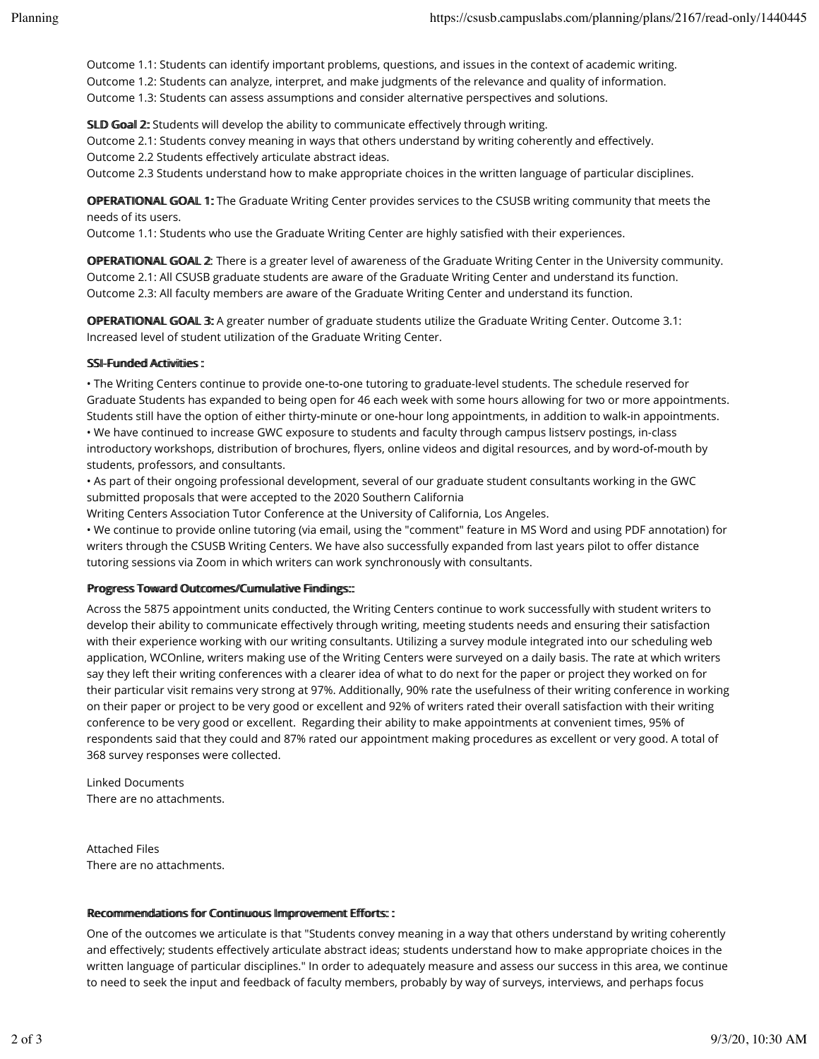Outcome 1.1: Students can identify important problems, questions, and issues in the context of academic writing.
Outcome 1.2: Students can analyze, interpret, and make judgments of the relevance and quality of information.
Outcome 1.3: Students can assess assumptions and consider alternative perspectives and solutions.

**SLD Goal 2:** Students will develop the ability to communicate effectively through writing.
Outcome 2.1: Students convey meaning in ways that others understand by writing coherently and effectively.
Outcome 2.2 Students effectively articulate abstract ideas.
Outcome 2.3 Students understand how to make appropriate choices in the written language of particular disciplines.

**OPERATIONAL GOAL 1:** The Graduate Writing Center provides services to the CSUSB writing community that meets the needs of its users.
Outcome 1.1: Students who use the Graduate Writing Center are highly satisfied with their experiences.

**OPERATIONAL GOAL 2**: There is a greater level of awareness of the Graduate Writing Center in the University community.
Outcome 2.1: All CSUSB graduate students are aware of the Graduate Writing Center and understand its function.
Outcome 2.3: All faculty members are aware of the Graduate Writing Center and understand its function.

**OPERATIONAL GOAL 3:** A greater number of graduate students utilize the Graduate Writing Center. Outcome 3.1: Increased level of student utilization of the Graduate Writing Center.

**SSI-Funded Activities :**

• The Writing Centers continue to provide one-to-one tutoring to graduate-level students. The schedule reserved for Graduate Students has expanded to being open for 46 each week with some hours allowing for two or more appointments. Students still have the option of either thirty-minute or one-hour long appointments, in addition to walk-in appointments.
• We have continued to increase GWC exposure to students and faculty through campus listserv postings, in-class introductory workshops, distribution of brochures, flyers, online videos and digital resources, and by word-of-mouth by students, professors, and consultants.
• As part of their ongoing professional development, several of our graduate student consultants working in the GWC submitted proposals that were accepted to the 2020 Southern California
Writing Centers Association Tutor Conference at the University of California, Los Angeles.
• We continue to provide online tutoring (via email, using the "comment" feature in MS Word and using PDF annotation) for writers through the CSUSB Writing Centers. We have also successfully expanded from last years pilot to offer distance tutoring sessions via Zoom in which writers can work synchronously with consultants.

**Progress Toward Outcomes/Cumulative Findings::**

Across the 5875 appointment units conducted, the Writing Centers continue to work successfully with student writers to develop their ability to communicate effectively through writing, meeting students needs and ensuring their satisfaction with their experience working with our writing consultants. Utilizing a survey module integrated into our scheduling web application, WCOnline, writers making use of the Writing Centers were surveyed on a daily basis. The rate at which writers say they left their writing conferences with a clearer idea of what to do next for the paper or project they worked on for their particular visit remains very strong at 97%. Additionally, 90% rate the usefulness of their writing conference in working on their paper or project to be very good or excellent and 92% of writers rated their overall satisfaction with their writing conference to be very good or excellent. Regarding their ability to make appointments at convenient times, 95% of respondents said that they could and 87% rated our appointment making procedures as excellent or very good. A total of 368 survey responses were collected.

Linked Documents
There are no attachments.

Attached Files
There are no attachments.

**Recommendations for Continuous Improvement Efforts: :**

One of the outcomes we articulate is that "Students convey meaning in a way that others understand by writing coherently and effectively; students effectively articulate abstract ideas; students understand how to make appropriate choices in the written language of particular disciplines." In order to adequately measure and assess our success in this area, we continue to need to seek the input and feedback of faculty members, probably by way of surveys, interviews, and perhaps focus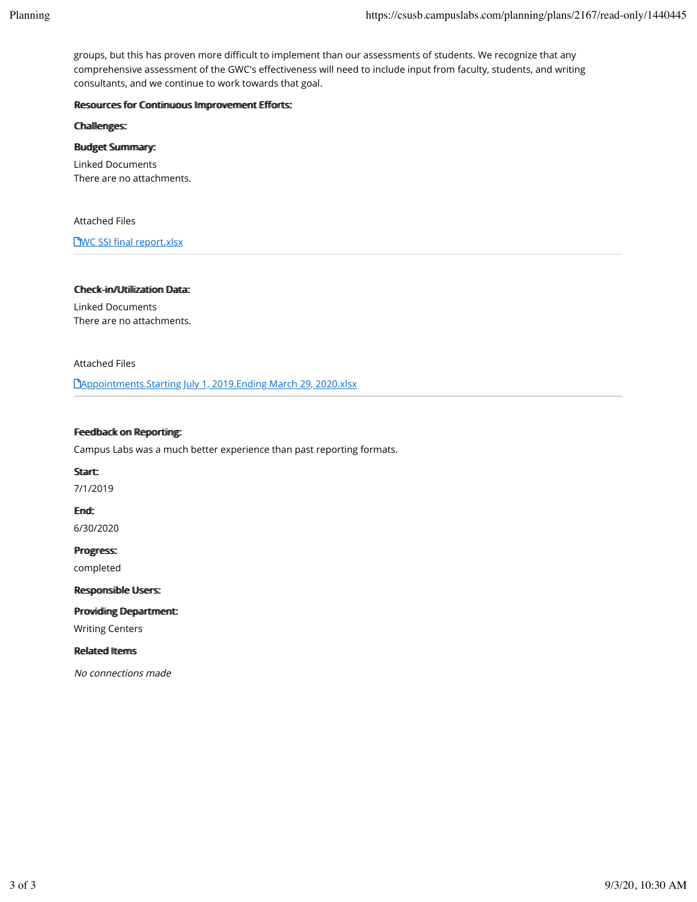groups, but this has proven more difficult to implement than our assessments of students. We recognize that any comprehensive assessment of the GWC's effectiveness will need to include input from faculty, students, and writing consultants, and we continue to work towards that goal.

**Resources for Continuous Improvement Efforts:**

**Challenges:**

**Budget Summary:**

Linked Documents
There are no attachments.

Attached Files

[WC SSI final report.xlsx]

---

**Check-in/Utilization Data:**

Linked Documents
There are no attachments.

Attached Files

[Appointments.Starting July 1, 2019.Ending March 29, 2020.xlsx]

---

**Feedback on Reporting:**

Campus Labs was a much better experience than past reporting formats.

**Start:**

7/1/2019

**End:**

6/30/2020

**Progress:**

completed

**Responsible Users:**

**Providing Department:**

Writing Centers

**Related Items**

*No connections made*